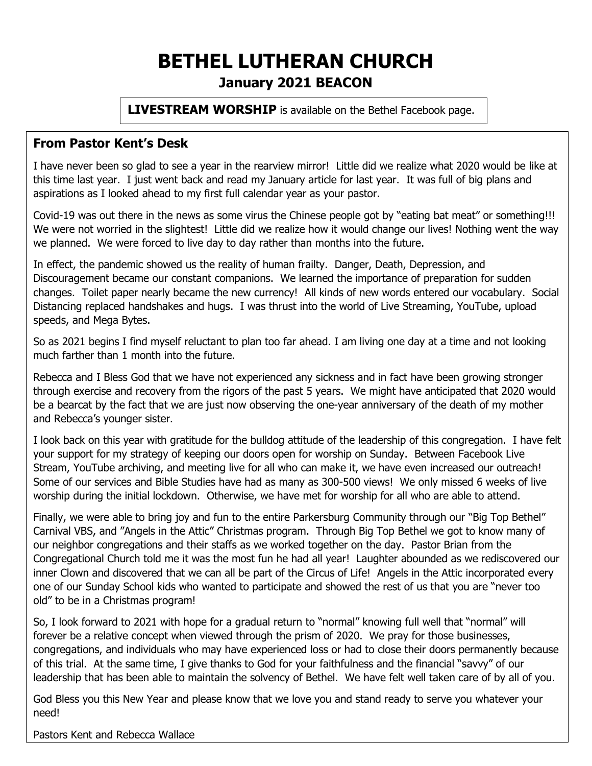# BETHEL LUTHERAN CHURCH

## January 2021 BEACON

**LIVESTREAM WORSHIP** is available on the Bethel Facebook page.

### From Pastor Kent's Desk

I have never been so glad to see a year in the rearview mirror! Little did we realize what 2020 would be like at this time last year. I just went back and read my January article for last year. It was full of big plans and aspirations as I looked ahead to my first full calendar year as your pastor.

Covid-19 was out there in the news as some virus the Chinese people got by "eating bat meat" or something!!! We were not worried in the slightest! Little did we realize how it would change our lives! Nothing went the way we planned. We were forced to live day to day rather than months into the future.

In effect, the pandemic showed us the reality of human frailty. Danger, Death, Depression, and Discouragement became our constant companions. We learned the importance of preparation for sudden changes. Toilet paper nearly became the new currency! All kinds of new words entered our vocabulary. Social Distancing replaced handshakes and hugs. I was thrust into the world of Live Streaming, YouTube, upload speeds, and Mega Bytes.

So as 2021 begins I find myself reluctant to plan too far ahead. I am living one day at a time and not looking much farther than 1 month into the future.

Rebecca and I Bless God that we have not experienced any sickness and in fact have been growing stronger through exercise and recovery from the rigors of the past 5 years. We might have anticipated that 2020 would be a bearcat by the fact that we are just now observing the one-year anniversary of the death of my mother and Rebecca's younger sister.

I look back on this year with gratitude for the bulldog attitude of the leadership of this congregation. I have felt your support for my strategy of keeping our doors open for worship on Sunday. Between Facebook Live Stream, YouTube archiving, and meeting live for all who can make it, we have even increased our outreach! Some of our services and Bible Studies have had as many as 300-500 views! We only missed 6 weeks of live worship during the initial lockdown. Otherwise, we have met for worship for all who are able to attend.

Finally, we were able to bring joy and fun to the entire Parkersburg Community through our "Big Top Bethel" Carnival VBS, and "Angels in the Attic" Christmas program. Through Big Top Bethel we got to know many of our neighbor congregations and their staffs as we worked together on the day. Pastor Brian from the Congregational Church told me it was the most fun he had all year! Laughter abounded as we rediscovered our inner Clown and discovered that we can all be part of the Circus of Life! Angels in the Attic incorporated every one of our Sunday School kids who wanted to participate and showed the rest of us that you are "never too old" to be in a Christmas program!

So, I look forward to 2021 with hope for a gradual return to "normal" knowing full well that "normal" will forever be a relative concept when viewed through the prism of 2020. We pray for those businesses, congregations, and individuals who may have experienced loss or had to close their doors permanently because of this trial. At the same time, I give thanks to God for your faithfulness and the financial "savvy" of our leadership that has been able to maintain the solvency of Bethel. We have felt well taken care of by all of you.

God Bless you this New Year and please know that we love you and stand ready to serve you whatever your need!

Pastors Kent and Rebecca Wallace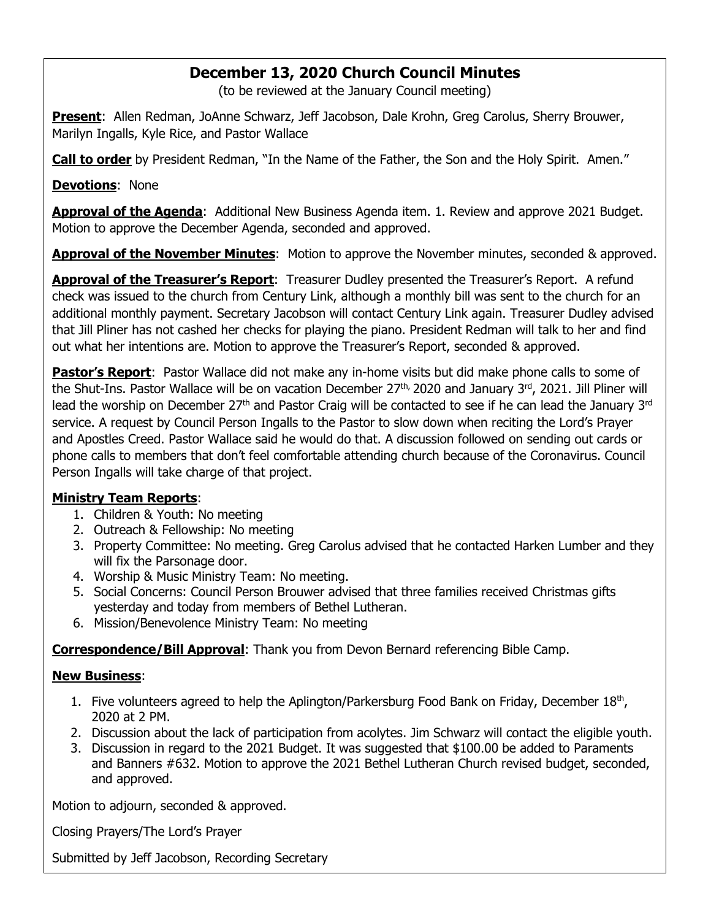# December 13, 2020 Church Council Minutes

(to be reviewed at the January Council meeting)

**Present**: Allen Redman, JoAnne Schwarz, Jeff Jacobson, Dale Krohn, Greg Carolus, Sherry Brouwer, Marilyn Ingalls, Kyle Rice, and Pastor Wallace

**Call to order** by President Redman, "In the Name of the Father, the Son and the Holy Spirit. Amen."

**Devotions**: None

**Approval of the Agenda**: Additional New Business Agenda item. 1. Review and approve 2021 Budget. Motion to approve the December Agenda, seconded and approved.

**Approval of the November Minutes**: Motion to approve the November minutes, seconded & approved.

**Approval of the Treasurer's Report**: Treasurer Dudley presented the Treasurer's Report. A refund check was issued to the church from Century Link, although a monthly bill was sent to the church for an additional monthly payment. Secretary Jacobson will contact Century Link again. Treasurer Dudley advised that Jill Pliner has not cashed her checks for playing the piano. President Redman will talk to her and find out what her intentions are. Motion to approve the Treasurer's Report, seconded & approved.

**Pastor's Report**: Pastor Wallace did not make any in-home visits but did make phone calls to some of the Shut-Ins. Pastor Wallace will be on vacation December 27th, 2020 and January 3rd, 2021. Jill Pliner will lead the worship on December 27th and Pastor Craig will be contacted to see if he can lead the January 3rd service. A request by Council Person Ingalls to the Pastor to slow down when reciting the Lord's Prayer and Apostles Creed. Pastor Wallace said he would do that. A discussion followed on sending out cards or phone calls to members that don't feel comfortable attending church because of the Coronavirus. Council Person Ingalls will take charge of that project.

**Ministry Team Reports**:

1. Children & Youth: No meeting
2. Outreach & Fellowship: No meeting
3. Property Committee: No meeting. Greg Carolus advised that he contacted Harken Lumber and they will fix the Parsonage door.
4. Worship & Music Ministry Team: No meeting.
5. Social Concerns: Council Person Brouwer advised that three families received Christmas gifts yesterday and today from members of Bethel Lutheran.
6. Mission/Benevolence Ministry Team: No meeting

**Correspondence/Bill Approval**: Thank you from Devon Bernard referencing Bible Camp.

**New Business**:

1. Five volunteers agreed to help the Aplington/Parkersburg Food Bank on Friday, December 18th, 2020 at 2 PM.
2. Discussion about the lack of participation from acolytes. Jim Schwarz will contact the eligible youth.
3. Discussion in regard to the 2021 Budget. It was suggested that $100.00 be added to Paraments and Banners #632. Motion to approve the 2021 Bethel Lutheran Church revised budget, seconded, and approved.

Motion to adjourn, seconded & approved.

Closing Prayers/The Lord's Prayer

Submitted by Jeff Jacobson, Recording Secretary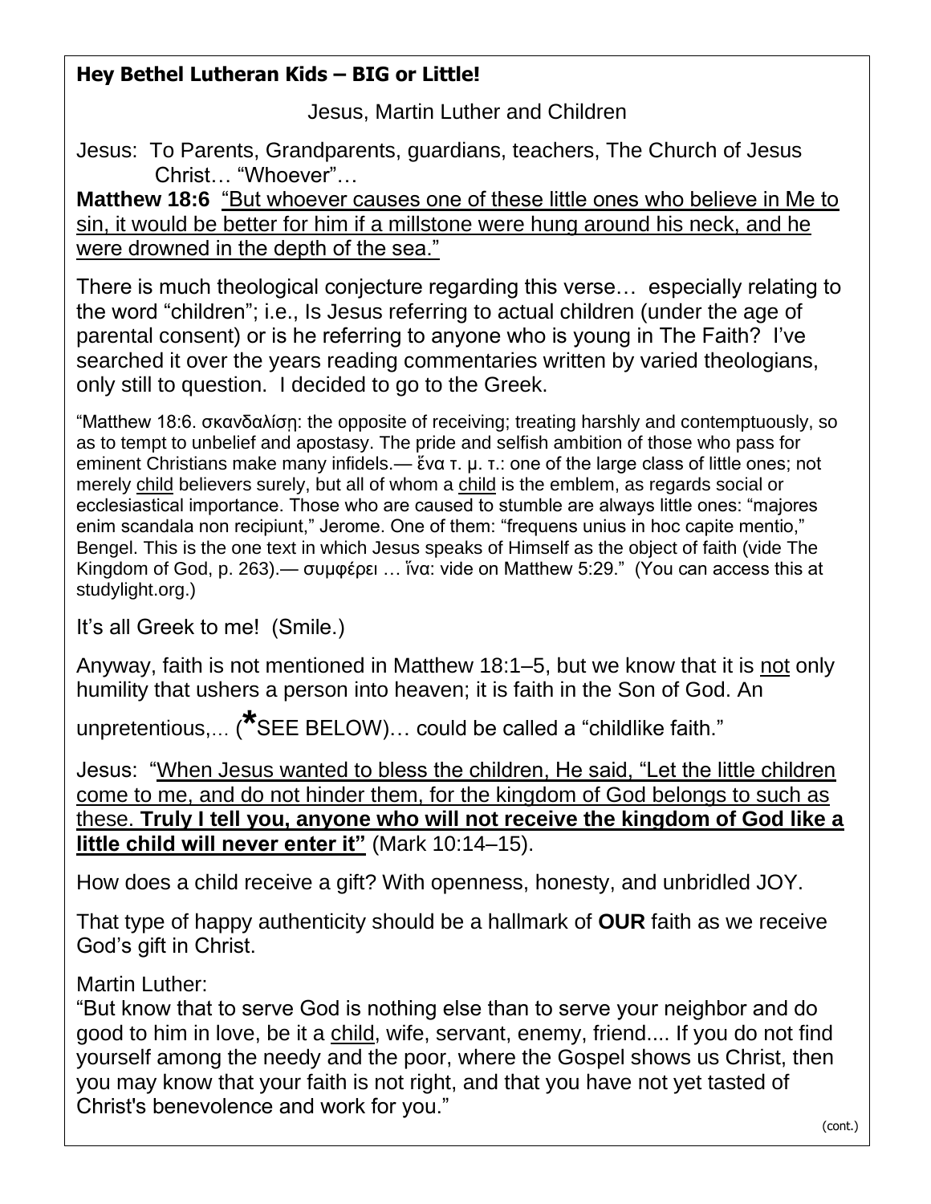**Hey Bethel Lutheran Kids – BIG or Little!**

Jesus, Martin Luther and Children

Jesus: To Parents, Grandparents, guardians, teachers, The Church of Jesus Christ… "Whoever"…

**Matthew 18:6** <u>"But whoever causes one of these little ones who believe in Me to sin, it would be better for him if a millstone were hung around his neck, and he were drowned in the depth of the sea."</u>

There is much theological conjecture regarding this verse… especially relating to the word "children"; i.e., Is Jesus referring to actual children (under the age of parental consent) or is he referring to anyone who is young in The Faith? I've searched it over the years reading commentaries written by varied theologians, only still to question. I decided to go to the Greek.

"Matthew 18:6. σκανδαλίσῃ: the opposite of receiving; treating harshly and contemptuously, so as to tempt to unbelief and apostasy. The pride and selfish ambition of those who pass for eminent Christians make many infidels.— ἕνα τ. μ. τ.: one of the large class of little ones; not merely <u>child</u> believers surely, but all of whom a <u>child</u> is the emblem, as regards social or ecclesiastical importance. Those who are caused to stumble are always little ones: "majores enim scandala non recipiunt," Jerome. One of them: "frequens unius in hoc capite mentio," Bengel. This is the one text in which Jesus speaks of Himself as the object of faith (vide The Kingdom of God, p. 263).— συμφέρει … ἵνα: vide on Matthew 5:29." (You can access this at studylight.org.)

It's all Greek to me! (Smile.)

Anyway, faith is not mentioned in Matthew 18:1–5, but we know that it is <u>not</u> only humility that ushers a person into heaven; it is faith in the Son of God. An unpretentious,… (**\***SEE BELOW)… could be called a "childlike faith."

Jesus: "<u>When Jesus wanted to bless the children, He said, "Let the little children come to me, and do not hinder them, for the kingdom of God belongs to such as these.</u> **<u>Truly I tell you, anyone who will not receive the kingdom of God like a little child will never enter it"</u>** (Mark 10:14–15).

How does a child receive a gift? With openness, honesty, and unbridled JOY.

That type of happy authenticity should be a hallmark of **OUR** faith as we receive God's gift in Christ.

Martin Luther:

"But know that to serve God is nothing else than to serve your neighbor and do good to him in love, be it a <u>child</u>, wife, servant, enemy, friend.... If you do not find yourself among the needy and the poor, where the Gospel shows us Christ, then you may know that your faith is not right, and that you have not yet tasted of Christ's benevolence and work for you."

(cont.)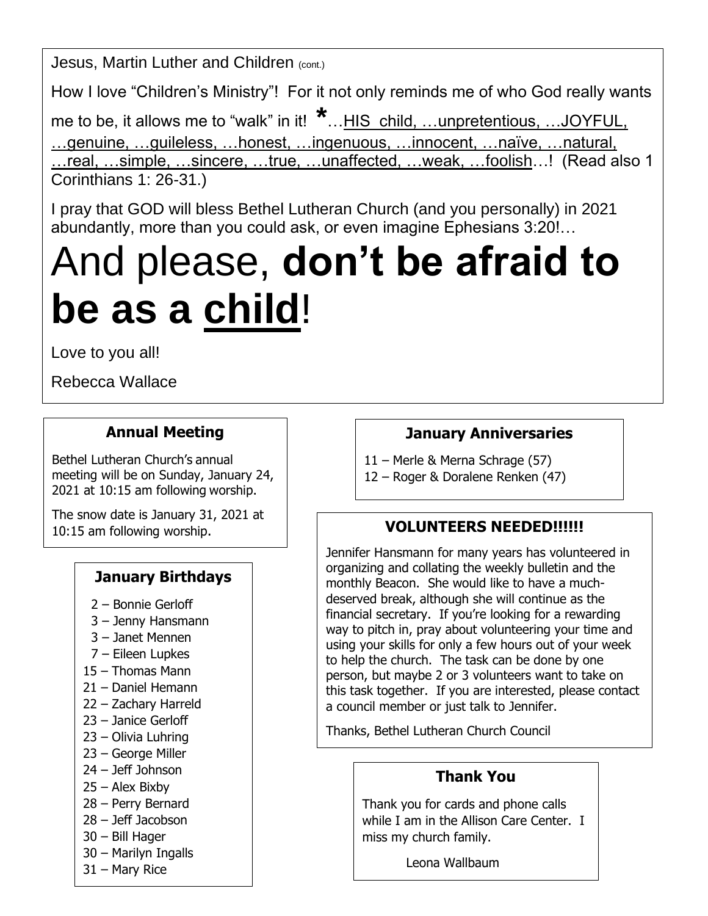Jesus, Martin Luther and Children (cont.)

How I love "Children's Ministry"! For it not only reminds me of who God really wants me to be, it allows me to "walk" in it! **\***…<u>HIS child, …unpretentious, …JOYFUL, …genuine, …guileless, …honest, …ingenuous, …innocent, …naïve, …natural, …real, …simple, …sincere, …true, …unaffected, …weak, …foolish</u>…! (Read also 1 Corinthians 1: 26-31.)

I pray that GOD will bless Bethel Lutheran Church (and you personally) in 2021 abundantly, more than you could ask, or even imagine Ephesians 3:20!…

# And please, **don't be afraid to be as a <u>child</u>**!

Love to you all!

Rebecca Wallace

## Annual Meeting

Bethel Lutheran Church's annual meeting will be on Sunday, January 24, 2021 at 10:15 am following worship.

The snow date is January 31, 2021 at 10:15 am following worship.

## January Birthdays

- 2 – Bonnie Gerloff
- 3 – Jenny Hansmann
- 3 – Janet Mennen
- 7 – Eileen Lupkes
- 15 – Thomas Mann
- 21 – Daniel Hemann
- 22 – Zachary Harreld
- 23 – Janice Gerloff
- 23 – Olivia Luhring
- 23 – George Miller
- 24 – Jeff Johnson
- 25 – Alex Bixby
- 28 – Perry Bernard
- 28 – Jeff Jacobson
- 30 – Bill Hager
- 30 – Marilyn Ingalls
- 31 – Mary Rice

## January Anniversaries

- 11 – Merle & Merna Schrage (57)
- 12 – Roger & Doralene Renken (47)

## VOLUNTEERS NEEDED!!!!!!

Jennifer Hansmann for many years has volunteered in organizing and collating the weekly bulletin and the monthly Beacon. She would like to have a much-deserved break, although she will continue as the financial secretary. If you're looking for a rewarding way to pitch in, pray about volunteering your time and using your skills for only a few hours out of your week to help the church. The task can be done by one person, but maybe 2 or 3 volunteers want to take on this task together. If you are interested, please contact a council member or just talk to Jennifer.

Thanks, Bethel Lutheran Church Council

## Thank You

Thank you for cards and phone calls while I am in the Allison Care Center. I miss my church family.

Leona Wallbaum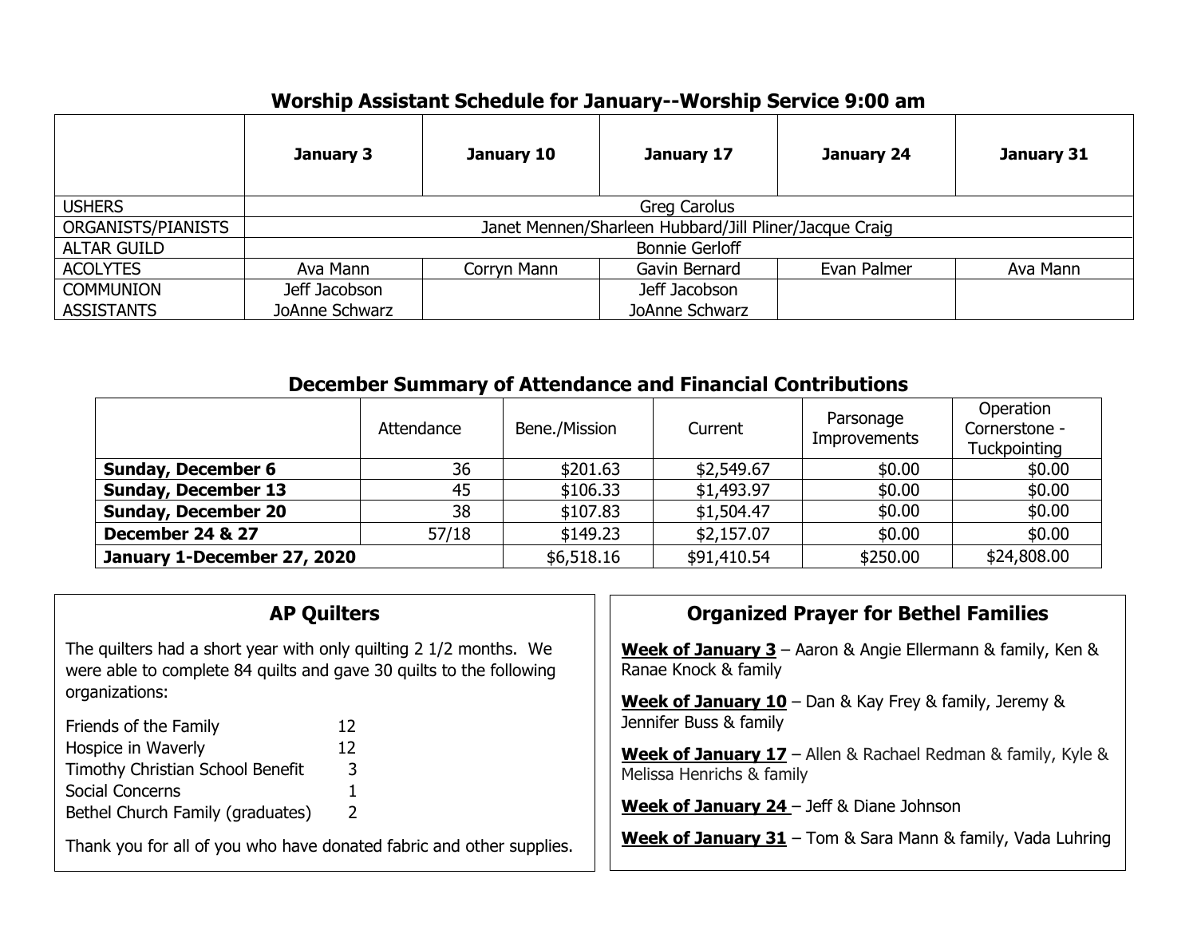## Worship Assistant Schedule for January--Worship Service 9:00 am

| | January 3 | January 10 | January 17 | January 24 | January 31 |
|---|---|---|---|---|---|
| USHERS | Greg Carolus | | | | |
| ORGANISTS/PIANISTS | Janet Mennen/Sharleen Hubbard/Jill Pliner/Jacque Craig | | | | |
| ALTAR GUILD | Bonnie Gerloff | | | | |
| ACOLYTES | Ava Mann | Corryn Mann | Gavin Bernard | Evan Palmer | Ava Mann |
| COMMUNION ASSISTANTS | Jeff Jacobson<br>JoAnne Schwarz | | Jeff Jacobson<br>JoAnne Schwarz | | |

## December Summary of Attendance and Financial Contributions

| | Attendance | Bene./Mission | Current | Parsonage Improvements | Operation Cornerstone - Tuckpointing |
|---|---|---|---|---|---|
| **Sunday, December 6** | 36 | $201.63 | $2,549.67 | $0.00 | $0.00 |
| **Sunday, December 13** | 45 | $106.33 | $1,493.97 | $0.00 | $0.00 |
| **Sunday, December 20** | 38 | $107.83 | $1,504.47 | $0.00 | $0.00 |
| **December 24 & 27** | 57/18 | $149.23 | $2,157.07 | $0.00 | $0.00 |
| **January 1-December 27, 2020** | | $6,518.16 | $91,410.54 | $250.00 | $24,808.00 |

## AP Quilters

The quilters had a short year with only quilting 2 1/2 months. We were able to complete 84 quilts and gave 30 quilts to the following organizations:

| | |
|---|---|
| Friends of the Family | 12 |
| Hospice in Waverly | 12 |
| Timothy Christian School Benefit | 3 |
| Social Concerns | 1 |
| Bethel Church Family (graduates) | 2 |

Thank you for all of you who have donated fabric and other supplies.

## Organized Prayer for Bethel Families

**Week of January 3** – Aaron & Angie Ellermann & family, Ken & Ranae Knock & family

**Week of January 10** – Dan & Kay Frey & family, Jeremy & Jennifer Buss & family

**Week of January 17** – Allen & Rachael Redman & family, Kyle & Melissa Henrichs & family

**Week of January 24** – Jeff & Diane Johnson

**Week of January 31** – Tom & Sara Mann & family, Vada Luhring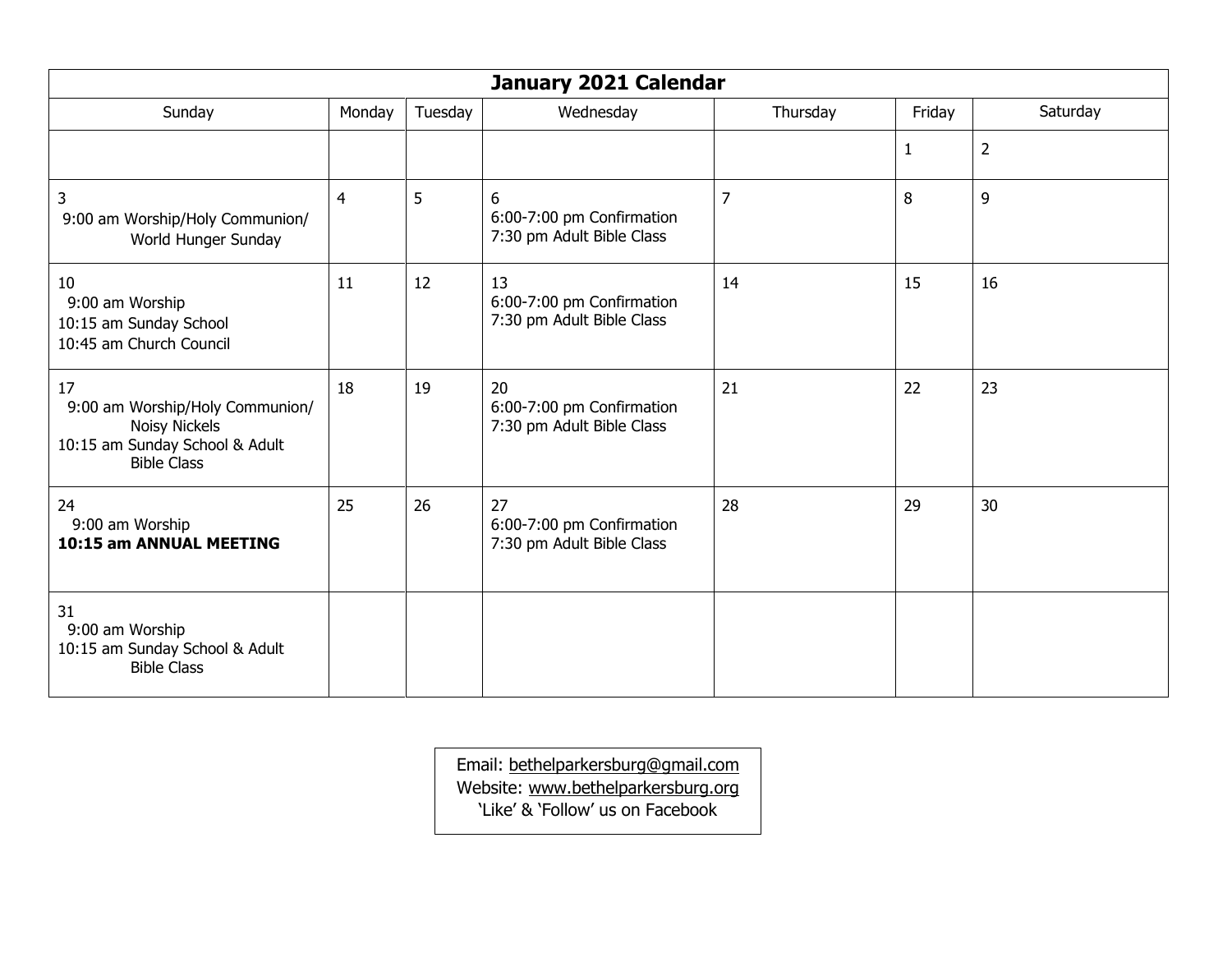| January 2021 Calendar | | | | | | |
|---|---|---|---|---|---|---|
| Sunday | Monday | Tuesday | Wednesday | Thursday | Friday | Saturday |
| | | | | | 1 | 2 |
| 3<br>9:00 am Worship/Holy Communion/ World Hunger Sunday | 4 | 5 | 6<br>6:00-7:00 pm Confirmation<br>7:30 pm Adult Bible Class | 7 | 8 | 9 |
| 10<br>9:00 am Worship<br>10:15 am Sunday School<br>10:45 am Church Council | 11 | 12 | 13<br>6:00-7:00 pm Confirmation<br>7:30 pm Adult Bible Class | 14 | 15 | 16 |
| 17<br>9:00 am Worship/Holy Communion/ Noisy Nickels<br>10:15 am Sunday School & Adult Bible Class | 18 | 19 | 20<br>6:00-7:00 pm Confirmation<br>7:30 pm Adult Bible Class | 21 | 22 | 23 |
| 24<br>9:00 am Worship<br>**10:15 am ANNUAL MEETING** | 25 | 26 | 27<br>6:00-7:00 pm Confirmation<br>7:30 pm Adult Bible Class | 28 | 29 | 30 |
| 31<br>9:00 am Worship<br>10:15 am Sunday School & Adult Bible Class | | | | | | |

Email: bethelparkersburg@gmail.com
Website: www.bethelparkersburg.org
'Like' & 'Follow' us on Facebook